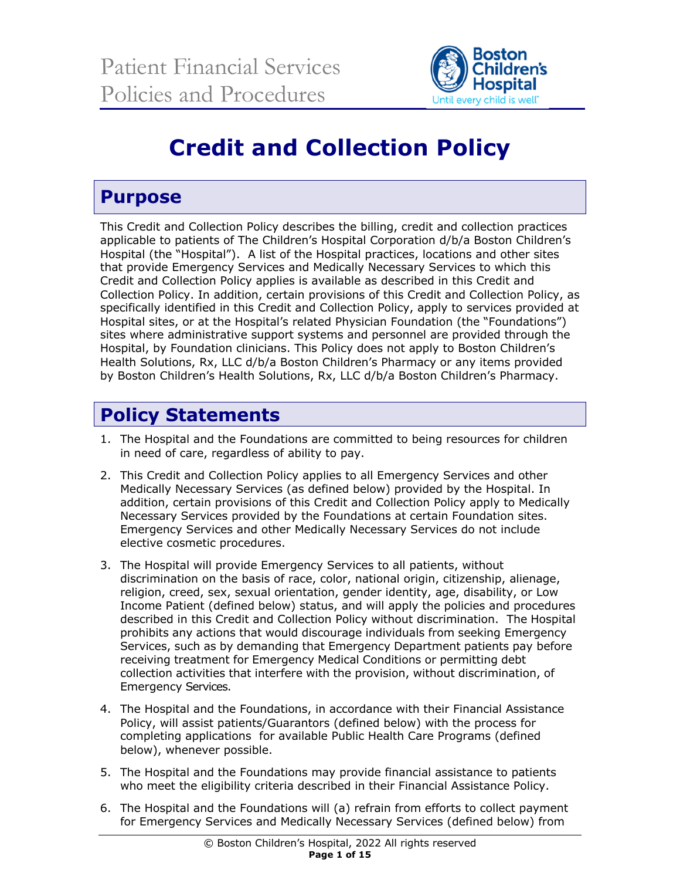# Patient Financial Services Policies and Procedures

# Credit and Collection Policy

## Purpose

This Credit and Collection Policy describes the billing, credit and collection practices applicable to patients of The Children's Hospital Corporation d/b/a Boston Children's Hospital (the "Hospital"). A list of the Hospital practices, locations and other sites that provide Emergency Services and Medically Necessary Services to which this Credit and Collection Policy applies is available as described in this Credit and Collection Policy. In addition, certain provisions of this Credit and Collection Policy, as specifically identified in this Credit and Collection Policy, apply to services provided at Hospital sites, or at the Hospital's related Physician Foundation (the "Foundations") sites where administrative support systems and personnel are provided through the Hospital, by Foundation clinicians. This Policy does not apply to Boston Children's Health Solutions, Rx, LLC d/b/a Boston Children's Pharmacy or any items provided by Boston Children's Health Solutions, Rx, LLC d/b/a Boston Children's Pharmacy.

## Policy Statements

1. The Hospital and the Foundations are committed to being resources for children in need of care, regardless of ability to pay.
2. This Credit and Collection Policy applies to all Emergency Services and other Medically Necessary Services (as defined below) provided by the Hospital. In addition, certain provisions of this Credit and Collection Policy apply to Medically Necessary Services provided by the Foundations at certain Foundation sites. Emergency Services and other Medically Necessary Services do not include elective cosmetic procedures.
3. The Hospital will provide Emergency Services to all patients, without discrimination on the basis of race, color, national origin, citizenship, alienage, religion, creed, sex, sexual orientation, gender identity, age, disability, or Low Income Patient (defined below) status, and will apply the policies and procedures described in this Credit and Collection Policy without discrimination. The Hospital prohibits any actions that would discourage individuals from seeking Emergency Services, such as by demanding that Emergency Department patients pay before receiving treatment for Emergency Medical Conditions or permitting debt collection activities that interfere with the provision, without discrimination, of Emergency Services.
4. The Hospital and the Foundations, in accordance with their Financial Assistance Policy, will assist patients/Guarantors (defined below) with the process for completing applications for available Public Health Care Programs (defined below), whenever possible.
5. The Hospital and the Foundations may provide financial assistance to patients who meet the eligibility criteria described in their Financial Assistance Policy.
6. The Hospital and the Foundations will (a) refrain from efforts to collect payment for Emergency Services and Medically Necessary Services (defined below) from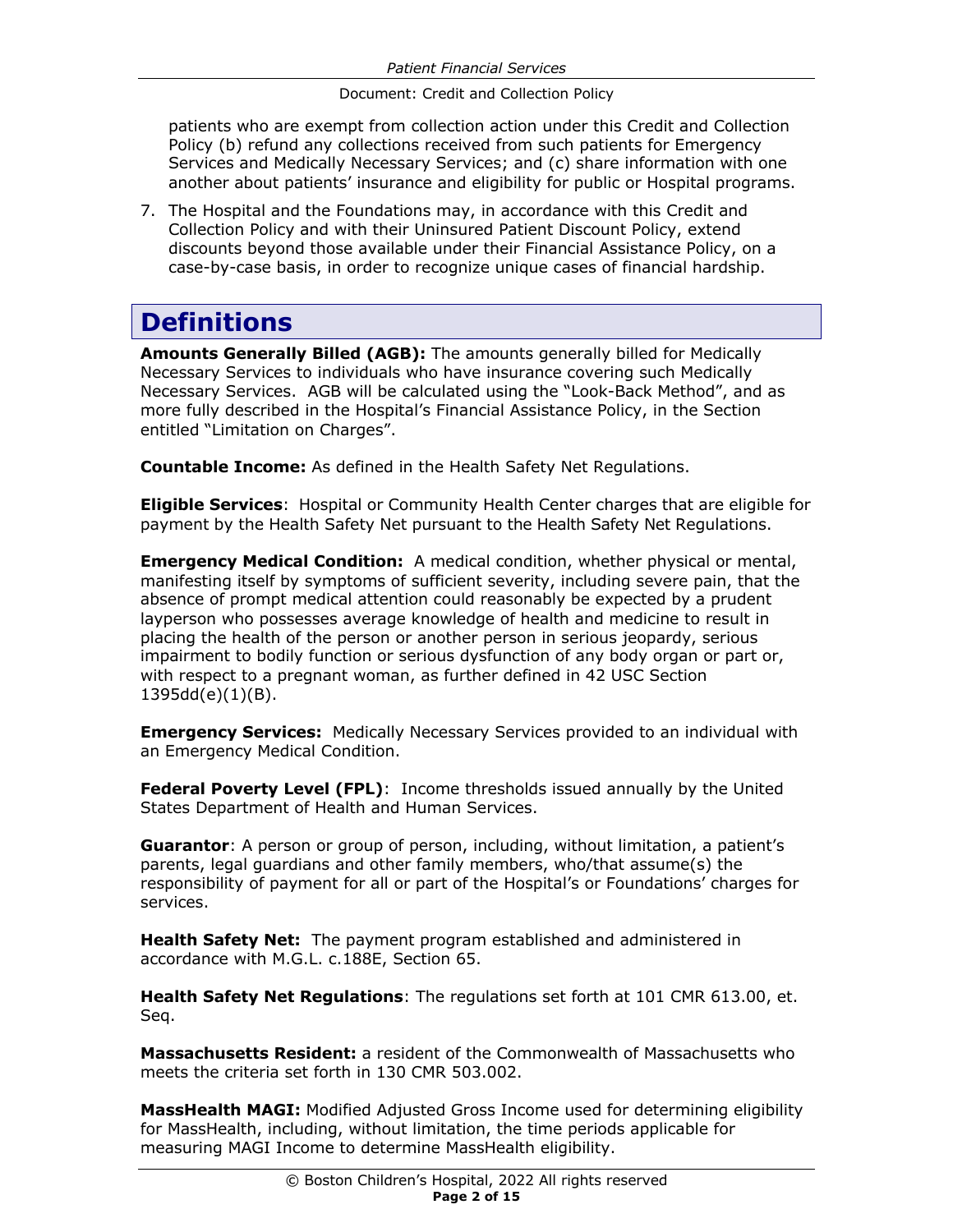patients who are exempt from collection action under this Credit and Collection Policy (b) refund any collections received from such patients for Emergency Services and Medically Necessary Services; and (c) share information with one another about patients' insurance and eligibility for public or Hospital programs.

7. The Hospital and the Foundations may, in accordance with this Credit and Collection Policy and with their Uninsured Patient Discount Policy, extend discounts beyond those available under their Financial Assistance Policy, on a case-by-case basis, in order to recognize unique cases of financial hardship.

# Definitions

**Amounts Generally Billed (AGB):** The amounts generally billed for Medically Necessary Services to individuals who have insurance covering such Medically Necessary Services. AGB will be calculated using the "Look-Back Method", and as more fully described in the Hospital's Financial Assistance Policy, in the Section entitled "Limitation on Charges".

**Countable Income:** As defined in the Health Safety Net Regulations.

**Eligible Services**: Hospital or Community Health Center charges that are eligible for payment by the Health Safety Net pursuant to the Health Safety Net Regulations.

**Emergency Medical Condition:** A medical condition, whether physical or mental, manifesting itself by symptoms of sufficient severity, including severe pain, that the absence of prompt medical attention could reasonably be expected by a prudent layperson who possesses average knowledge of health and medicine to result in placing the health of the person or another person in serious jeopardy, serious impairment to bodily function or serious dysfunction of any body organ or part or, with respect to a pregnant woman, as further defined in 42 USC Section 1395dd(e)(1)(B).

**Emergency Services:** Medically Necessary Services provided to an individual with an Emergency Medical Condition.

**Federal Poverty Level (FPL)**: Income thresholds issued annually by the United States Department of Health and Human Services.

**Guarantor**: A person or group of person, including, without limitation, a patient's parents, legal guardians and other family members, who/that assume(s) the responsibility of payment for all or part of the Hospital's or Foundations' charges for services.

**Health Safety Net:** The payment program established and administered in accordance with M.G.L. c.188E, Section 65.

**Health Safety Net Regulations**: The regulations set forth at 101 CMR 613.00, et. Seq.

**Massachusetts Resident:** a resident of the Commonwealth of Massachusetts who meets the criteria set forth in 130 CMR 503.002.

**MassHealth MAGI:** Modified Adjusted Gross Income used for determining eligibility for MassHealth, including, without limitation, the time periods applicable for measuring MAGI Income to determine MassHealth eligibility.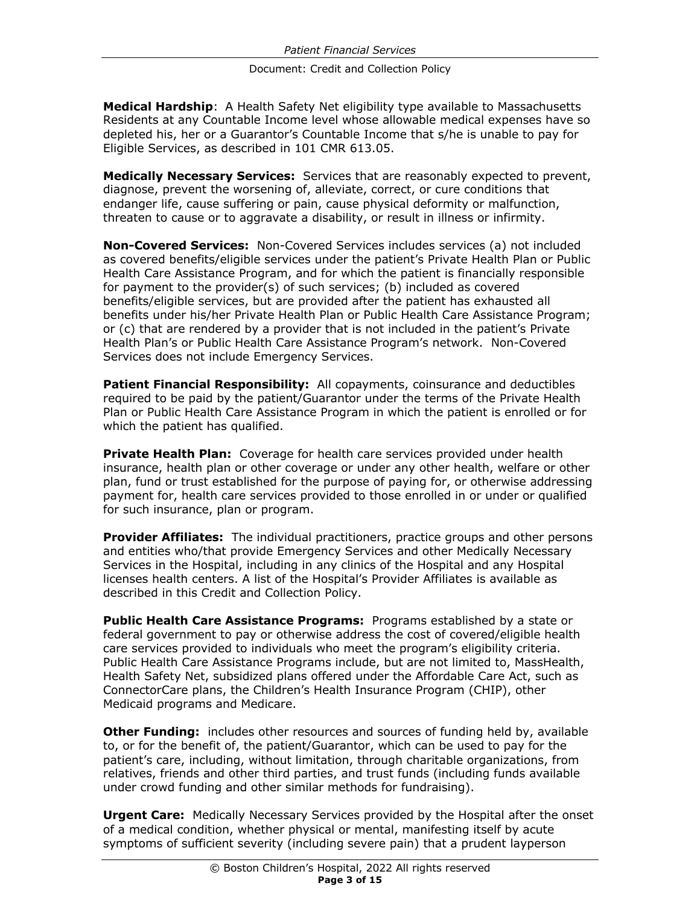**Medical Hardship**: A Health Safety Net eligibility type available to Massachusetts Residents at any Countable Income level whose allowable medical expenses have so depleted his, her or a Guarantor's Countable Income that s/he is unable to pay for Eligible Services, as described in 101 CMR 613.05.

**Medically Necessary Services:** Services that are reasonably expected to prevent, diagnose, prevent the worsening of, alleviate, correct, or cure conditions that endanger life, cause suffering or pain, cause physical deformity or malfunction, threaten to cause or to aggravate a disability, or result in illness or infirmity.

**Non-Covered Services:** Non-Covered Services includes services (a) not included as covered benefits/eligible services under the patient's Private Health Plan or Public Health Care Assistance Program, and for which the patient is financially responsible for payment to the provider(s) of such services; (b) included as covered benefits/eligible services, but are provided after the patient has exhausted all benefits under his/her Private Health Plan or Public Health Care Assistance Program; or (c) that are rendered by a provider that is not included in the patient's Private Health Plan's or Public Health Care Assistance Program's network. Non-Covered Services does not include Emergency Services.

**Patient Financial Responsibility:** All copayments, coinsurance and deductibles required to be paid by the patient/Guarantor under the terms of the Private Health Plan or Public Health Care Assistance Program in which the patient is enrolled or for which the patient has qualified.

**Private Health Plan:** Coverage for health care services provided under health insurance, health plan or other coverage or under any other health, welfare or other plan, fund or trust established for the purpose of paying for, or otherwise addressing payment for, health care services provided to those enrolled in or under or qualified for such insurance, plan or program.

**Provider Affiliates:** The individual practitioners, practice groups and other persons and entities who/that provide Emergency Services and other Medically Necessary Services in the Hospital, including in any clinics of the Hospital and any Hospital licenses health centers. A list of the Hospital's Provider Affiliates is available as described in this Credit and Collection Policy.

**Public Health Care Assistance Programs:** Programs established by a state or federal government to pay or otherwise address the cost of covered/eligible health care services provided to individuals who meet the program's eligibility criteria. Public Health Care Assistance Programs include, but are not limited to, MassHealth, Health Safety Net, subsidized plans offered under the Affordable Care Act, such as ConnectorCare plans, the Children's Health Insurance Program (CHIP), other Medicaid programs and Medicare.

**Other Funding:** includes other resources and sources of funding held by, available to, or for the benefit of, the patient/Guarantor, which can be used to pay for the patient's care, including, without limitation, through charitable organizations, from relatives, friends and other third parties, and trust funds (including funds available under crowd funding and other similar methods for fundraising).

**Urgent Care:** Medically Necessary Services provided by the Hospital after the onset of a medical condition, whether physical or mental, manifesting itself by acute symptoms of sufficient severity (including severe pain) that a prudent layperson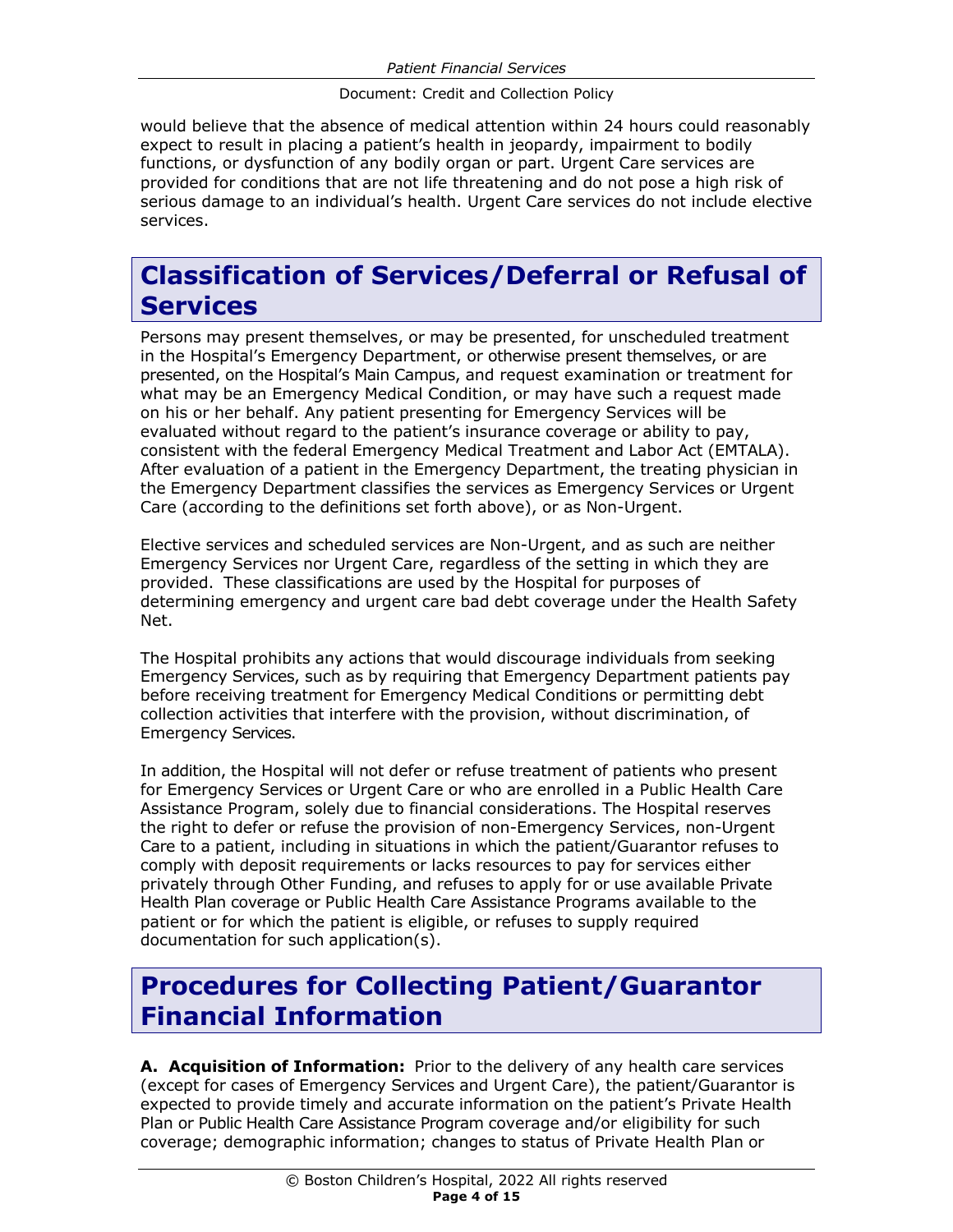would believe that the absence of medical attention within 24 hours could reasonably expect to result in placing a patient's health in jeopardy, impairment to bodily functions, or dysfunction of any bodily organ or part. Urgent Care services are provided for conditions that are not life threatening and do not pose a high risk of serious damage to an individual's health. Urgent Care services do not include elective services.

## Classification of Services/Deferral or Refusal of Services

Persons may present themselves, or may be presented, for unscheduled treatment in the Hospital's Emergency Department, or otherwise present themselves, or are presented, on the Hospital's Main Campus, and request examination or treatment for what may be an Emergency Medical Condition, or may have such a request made on his or her behalf. Any patient presenting for Emergency Services will be evaluated without regard to the patient's insurance coverage or ability to pay, consistent with the federal Emergency Medical Treatment and Labor Act (EMTALA). After evaluation of a patient in the Emergency Department, the treating physician in the Emergency Department classifies the services as Emergency Services or Urgent Care (according to the definitions set forth above), or as Non-Urgent.

Elective services and scheduled services are Non-Urgent, and as such are neither Emergency Services nor Urgent Care, regardless of the setting in which they are provided. These classifications are used by the Hospital for purposes of determining emergency and urgent care bad debt coverage under the Health Safety Net.

The Hospital prohibits any actions that would discourage individuals from seeking Emergency Services, such as by requiring that Emergency Department patients pay before receiving treatment for Emergency Medical Conditions or permitting debt collection activities that interfere with the provision, without discrimination, of Emergency Services.

In addition, the Hospital will not defer or refuse treatment of patients who present for Emergency Services or Urgent Care or who are enrolled in a Public Health Care Assistance Program, solely due to financial considerations. The Hospital reserves the right to defer or refuse the provision of non-Emergency Services, non-Urgent Care to a patient, including in situations in which the patient/Guarantor refuses to comply with deposit requirements or lacks resources to pay for services either privately through Other Funding, and refuses to apply for or use available Private Health Plan coverage or Public Health Care Assistance Programs available to the patient or for which the patient is eligible, or refuses to supply required documentation for such application(s).

## Procedures for Collecting Patient/Guarantor Financial Information

**A. Acquisition of Information:** Prior to the delivery of any health care services (except for cases of Emergency Services and Urgent Care), the patient/Guarantor is expected to provide timely and accurate information on the patient's Private Health Plan or Public Health Care Assistance Program coverage and/or eligibility for such coverage; demographic information; changes to status of Private Health Plan or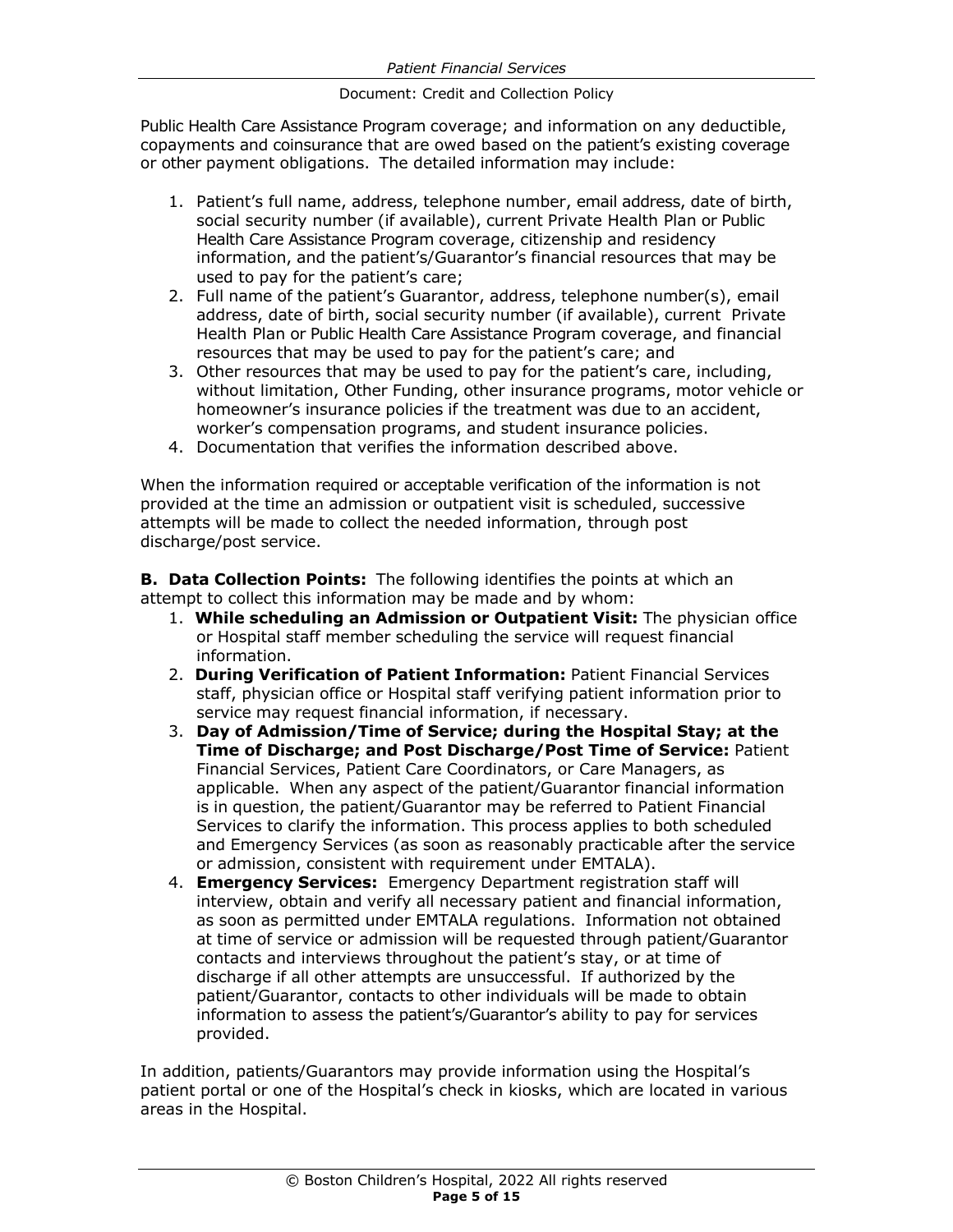Public Health Care Assistance Program coverage; and information on any deductible, copayments and coinsurance that are owed based on the patient's existing coverage or other payment obligations. The detailed information may include:

1. Patient's full name, address, telephone number, email address, date of birth, social security number (if available), current Private Health Plan or Public Health Care Assistance Program coverage, citizenship and residency information, and the patient's/Guarantor's financial resources that may be used to pay for the patient's care;
2. Full name of the patient's Guarantor, address, telephone number(s), email address, date of birth, social security number (if available), current Private Health Plan or Public Health Care Assistance Program coverage, and financial resources that may be used to pay for the patient's care; and
3. Other resources that may be used to pay for the patient's care, including, without limitation, Other Funding, other insurance programs, motor vehicle or homeowner's insurance policies if the treatment was due to an accident, worker's compensation programs, and student insurance policies.
4. Documentation that verifies the information described above.

When the information required or acceptable verification of the information is not provided at the time an admission or outpatient visit is scheduled, successive attempts will be made to collect the needed information, through post discharge/post service.

**B. Data Collection Points:** The following identifies the points at which an attempt to collect this information may be made and by whom:

1. **While scheduling an Admission or Outpatient Visit:** The physician office or Hospital staff member scheduling the service will request financial information.
2. **During Verification of Patient Information:** Patient Financial Services staff, physician office or Hospital staff verifying patient information prior to service may request financial information, if necessary.
3. **Day of Admission/Time of Service; during the Hospital Stay; at the Time of Discharge; and Post Discharge/Post Time of Service:** Patient Financial Services, Patient Care Coordinators, or Care Managers, as applicable. When any aspect of the patient/Guarantor financial information is in question, the patient/Guarantor may be referred to Patient Financial Services to clarify the information. This process applies to both scheduled and Emergency Services (as soon as reasonably practicable after the service or admission, consistent with requirement under EMTALA).
4. **Emergency Services:** Emergency Department registration staff will interview, obtain and verify all necessary patient and financial information, as soon as permitted under EMTALA regulations. Information not obtained at time of service or admission will be requested through patient/Guarantor contacts and interviews throughout the patient's stay, or at time of discharge if all other attempts are unsuccessful. If authorized by the patient/Guarantor, contacts to other individuals will be made to obtain information to assess the patient's/Guarantor's ability to pay for services provided.

In addition, patients/Guarantors may provide information using the Hospital's patient portal or one of the Hospital's check in kiosks, which are located in various areas in the Hospital.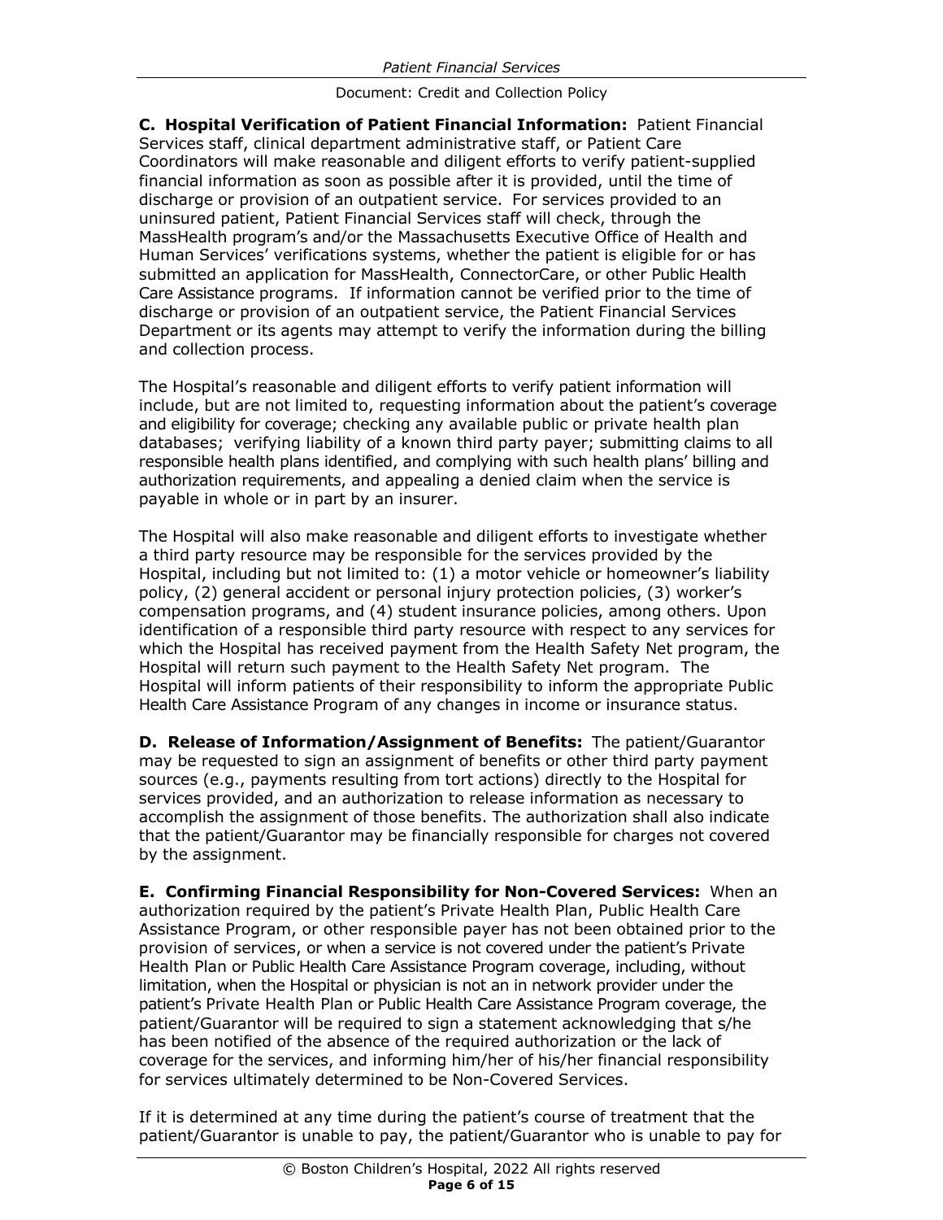**C. Hospital Verification of Patient Financial Information:** Patient Financial Services staff, clinical department administrative staff, or Patient Care Coordinators will make reasonable and diligent efforts to verify patient-supplied financial information as soon as possible after it is provided, until the time of discharge or provision of an outpatient service. For services provided to an uninsured patient, Patient Financial Services staff will check, through the MassHealth program's and/or the Massachusetts Executive Office of Health and Human Services' verifications systems, whether the patient is eligible for or has submitted an application for MassHealth, ConnectorCare, or other Public Health Care Assistance programs. If information cannot be verified prior to the time of discharge or provision of an outpatient service, the Patient Financial Services Department or its agents may attempt to verify the information during the billing and collection process.

The Hospital's reasonable and diligent efforts to verify patient information will include, but are not limited to, requesting information about the patient's coverage and eligibility for coverage; checking any available public or private health plan databases; verifying liability of a known third party payer; submitting claims to all responsible health plans identified, and complying with such health plans' billing and authorization requirements, and appealing a denied claim when the service is payable in whole or in part by an insurer.

The Hospital will also make reasonable and diligent efforts to investigate whether a third party resource may be responsible for the services provided by the Hospital, including but not limited to: (1) a motor vehicle or homeowner's liability policy, (2) general accident or personal injury protection policies, (3) worker's compensation programs, and (4) student insurance policies, among others. Upon identification of a responsible third party resource with respect to any services for which the Hospital has received payment from the Health Safety Net program, the Hospital will return such payment to the Health Safety Net program. The Hospital will inform patients of their responsibility to inform the appropriate Public Health Care Assistance Program of any changes in income or insurance status.

**D. Release of Information/Assignment of Benefits:** The patient/Guarantor may be requested to sign an assignment of benefits or other third party payment sources (e.g., payments resulting from tort actions) directly to the Hospital for services provided, and an authorization to release information as necessary to accomplish the assignment of those benefits. The authorization shall also indicate that the patient/Guarantor may be financially responsible for charges not covered by the assignment.

**E. Confirming Financial Responsibility for Non-Covered Services:** When an authorization required by the patient's Private Health Plan, Public Health Care Assistance Program, or other responsible payer has not been obtained prior to the provision of services, or when a service is not covered under the patient's Private Health Plan or Public Health Care Assistance Program coverage, including, without limitation, when the Hospital or physician is not an in network provider under the patient's Private Health Plan or Public Health Care Assistance Program coverage, the patient/Guarantor will be required to sign a statement acknowledging that s/he has been notified of the absence of the required authorization or the lack of coverage for the services, and informing him/her of his/her financial responsibility for services ultimately determined to be Non-Covered Services.

If it is determined at any time during the patient's course of treatment that the patient/Guarantor is unable to pay, the patient/Guarantor who is unable to pay for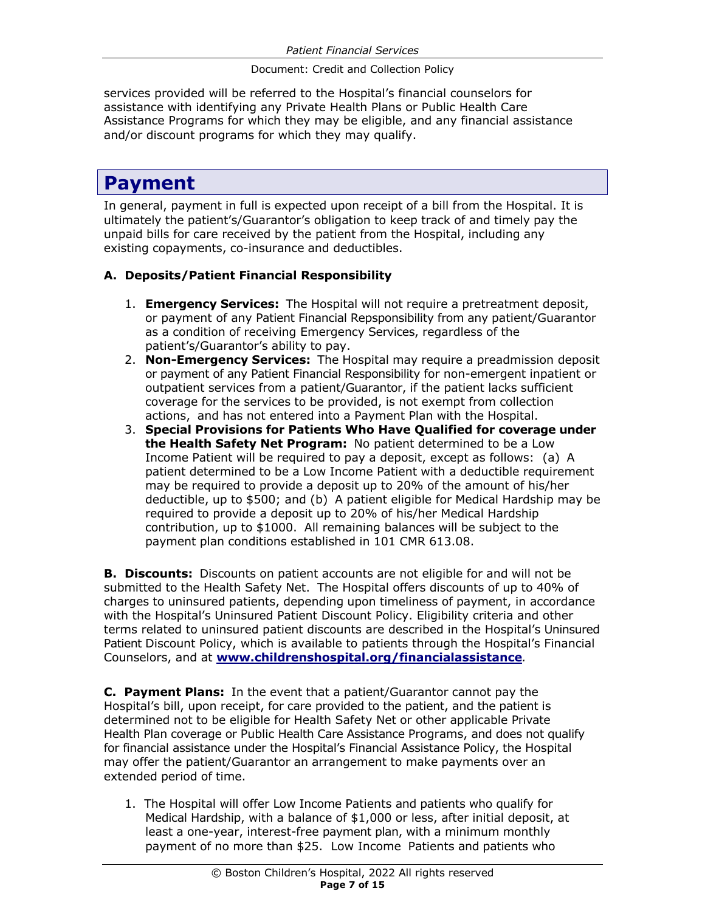services provided will be referred to the Hospital's financial counselors for assistance with identifying any Private Health Plans or Public Health Care Assistance Programs for which they may be eligible, and any financial assistance and/or discount programs for which they may qualify.

# Payment

In general, payment in full is expected upon receipt of a bill from the Hospital. It is ultimately the patient's/Guarantor's obligation to keep track of and timely pay the unpaid bills for care received by the patient from the Hospital, including any existing copayments, co-insurance and deductibles.

**A. Deposits/Patient Financial Responsibility**

1. **Emergency Services:** The Hospital will not require a pretreatment deposit, or payment of any Patient Financial Repsponsibility from any patient/Guarantor as a condition of receiving Emergency Services, regardless of the patient's/Guarantor's ability to pay.
2. **Non-Emergency Services:** The Hospital may require a preadmission deposit or payment of any Patient Financial Responsibility for non-emergent inpatient or outpatient services from a patient/Guarantor, if the patient lacks sufficient coverage for the services to be provided, is not exempt from collection actions, and has not entered into a Payment Plan with the Hospital.
3. **Special Provisions for Patients Who Have Qualified for coverage under the Health Safety Net Program:** No patient determined to be a Low Income Patient will be required to pay a deposit, except as follows: (a) A patient determined to be a Low Income Patient with a deductible requirement may be required to provide a deposit up to 20% of the amount of his/her deductible, up to $500; and (b) A patient eligible for Medical Hardship may be required to provide a deposit up to 20% of his/her Medical Hardship contribution, up to $1000. All remaining balances will be subject to the payment plan conditions established in 101 CMR 613.08.

**B. Discounts:** Discounts on patient accounts are not eligible for and will not be submitted to the Health Safety Net. The Hospital offers discounts of up to 40% of charges to uninsured patients, depending upon timeliness of payment, in accordance with the Hospital's Uninsured Patient Discount Policy. Eligibility criteria and other terms related to uninsured patient discounts are described in the Hospital's Uninsured Patient Discount Policy, which is available to patients through the Hospital's Financial Counselors, and at **www.childrenshospital.org/financialassistance**.

**C. Payment Plans:** In the event that a patient/Guarantor cannot pay the Hospital's bill, upon receipt, for care provided to the patient, and the patient is determined not to be eligible for Health Safety Net or other applicable Private Health Plan coverage or Public Health Care Assistance Programs, and does not qualify for financial assistance under the Hospital's Financial Assistance Policy, the Hospital may offer the patient/Guarantor an arrangement to make payments over an extended period of time.

1. The Hospital will offer Low Income Patients and patients who qualify for Medical Hardship, with a balance of $1,000 or less, after initial deposit, at least a one-year, interest-free payment plan, with a minimum monthly payment of no more than $25. Low Income Patients and patients who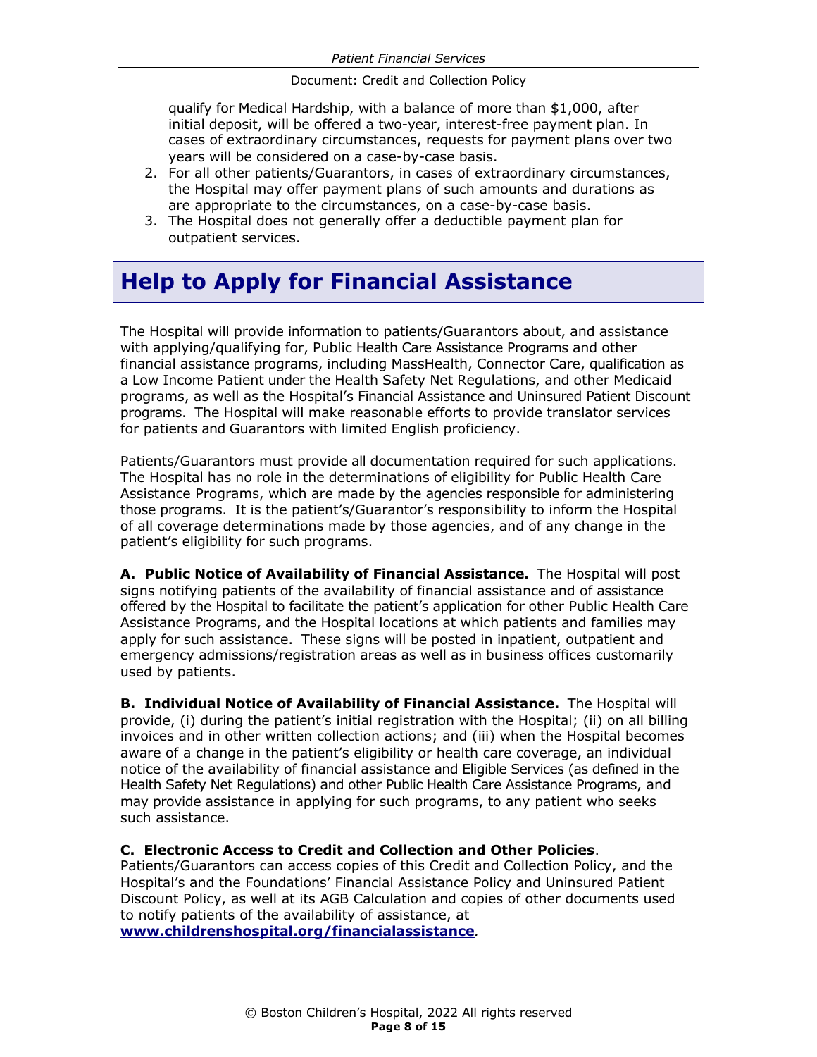qualify for Medical Hardship, with a balance of more than $1,000, after initial deposit, will be offered a two-year, interest-free payment plan. In cases of extraordinary circumstances, requests for payment plans over two years will be considered on a case-by-case basis.

2. For all other patients/Guarantors, in cases of extraordinary circumstances, the Hospital may offer payment plans of such amounts and durations as are appropriate to the circumstances, on a case-by-case basis.
3. The Hospital does not generally offer a deductible payment plan for outpatient services.

# Help to Apply for Financial Assistance

The Hospital will provide information to patients/Guarantors about, and assistance with applying/qualifying for, Public Health Care Assistance Programs and other financial assistance programs, including MassHealth, Connector Care, qualification as a Low Income Patient under the Health Safety Net Regulations, and other Medicaid programs, as well as the Hospital's Financial Assistance and Uninsured Patient Discount programs. The Hospital will make reasonable efforts to provide translator services for patients and Guarantors with limited English proficiency.

Patients/Guarantors must provide all documentation required for such applications. The Hospital has no role in the determinations of eligibility for Public Health Care Assistance Programs, which are made by the agencies responsible for administering those programs. It is the patient's/Guarantor's responsibility to inform the Hospital of all coverage determinations made by those agencies, and of any change in the patient's eligibility for such programs.

**A. Public Notice of Availability of Financial Assistance.** The Hospital will post signs notifying patients of the availability of financial assistance and of assistance offered by the Hospital to facilitate the patient's application for other Public Health Care Assistance Programs, and the Hospital locations at which patients and families may apply for such assistance. These signs will be posted in inpatient, outpatient and emergency admissions/registration areas as well as in business offices customarily used by patients.

**B. Individual Notice of Availability of Financial Assistance.** The Hospital will provide, (i) during the patient's initial registration with the Hospital; (ii) on all billing invoices and in other written collection actions; and (iii) when the Hospital becomes aware of a change in the patient's eligibility or health care coverage, an individual notice of the availability of financial assistance and Eligible Services (as defined in the Health Safety Net Regulations) and other Public Health Care Assistance Programs, and may provide assistance in applying for such programs, to any patient who seeks such assistance.

**C. Electronic Access to Credit and Collection and Other Policies**.
Patients/Guarantors can access copies of this Credit and Collection Policy, and the Hospital's and the Foundations' Financial Assistance Policy and Uninsured Patient Discount Policy, as well at its AGB Calculation and copies of other documents used to notify patients of the availability of assistance, at **www.childrenshospital.org/financialassistance**.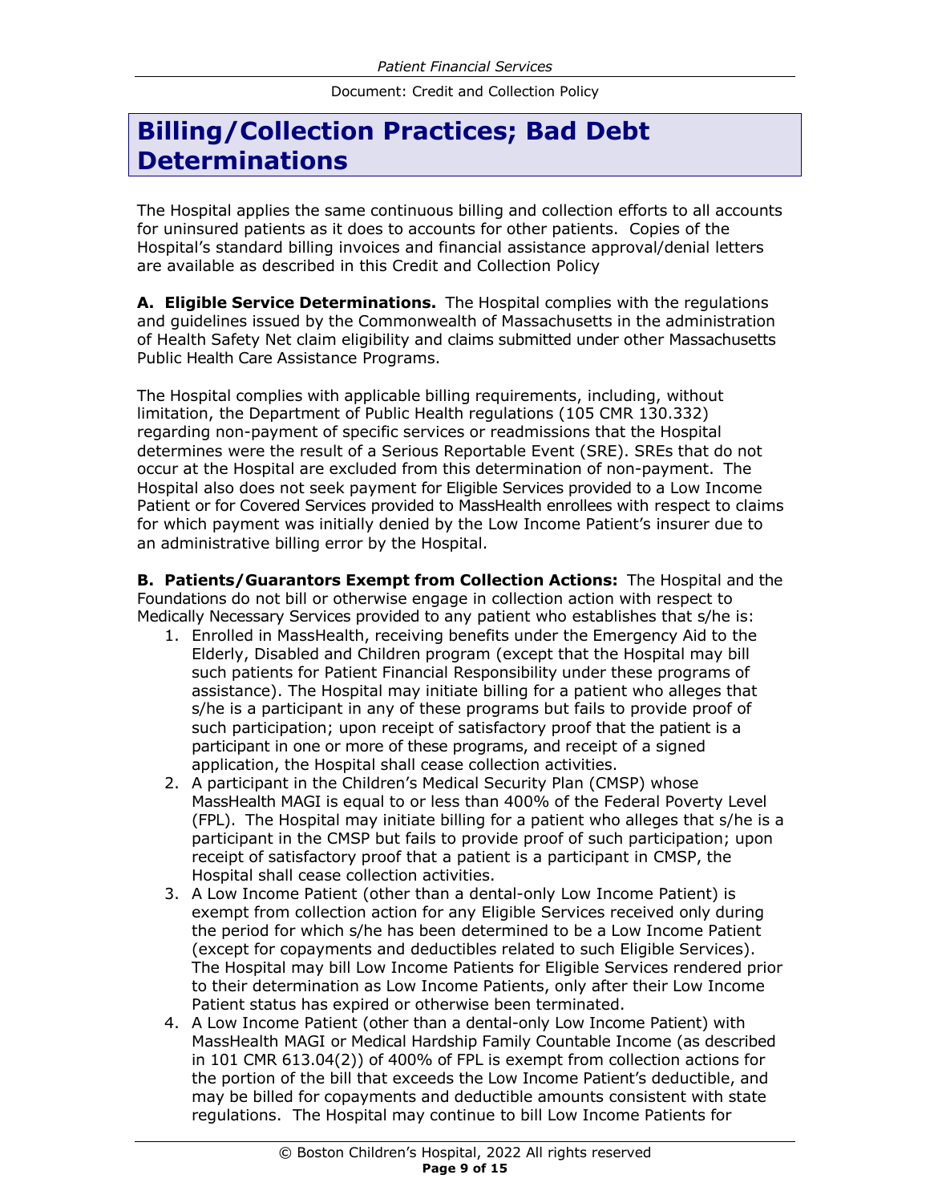# Billing/Collection Practices; Bad Debt Determinations

The Hospital applies the same continuous billing and collection efforts to all accounts for uninsured patients as it does to accounts for other patients. Copies of the Hospital's standard billing invoices and financial assistance approval/denial letters are available as described in this Credit and Collection Policy

**A. Eligible Service Determinations.** The Hospital complies with the regulations and guidelines issued by the Commonwealth of Massachusetts in the administration of Health Safety Net claim eligibility and claims submitted under other Massachusetts Public Health Care Assistance Programs.

The Hospital complies with applicable billing requirements, including, without limitation, the Department of Public Health regulations (105 CMR 130.332) regarding non-payment of specific services or readmissions that the Hospital determines were the result of a Serious Reportable Event (SRE). SREs that do not occur at the Hospital are excluded from this determination of non-payment. The Hospital also does not seek payment for Eligible Services provided to a Low Income Patient or for Covered Services provided to MassHealth enrollees with respect to claims for which payment was initially denied by the Low Income Patient's insurer due to an administrative billing error by the Hospital.

**B. Patients/Guarantors Exempt from Collection Actions:** The Hospital and the Foundations do not bill or otherwise engage in collection action with respect to Medically Necessary Services provided to any patient who establishes that s/he is:

1. Enrolled in MassHealth, receiving benefits under the Emergency Aid to the Elderly, Disabled and Children program (except that the Hospital may bill such patients for Patient Financial Responsibility under these programs of assistance). The Hospital may initiate billing for a patient who alleges that s/he is a participant in any of these programs but fails to provide proof of such participation; upon receipt of satisfactory proof that the patient is a participant in one or more of these programs, and receipt of a signed application, the Hospital shall cease collection activities.
2. A participant in the Children's Medical Security Plan (CMSP) whose MassHealth MAGI is equal to or less than 400% of the Federal Poverty Level (FPL). The Hospital may initiate billing for a patient who alleges that s/he is a participant in the CMSP but fails to provide proof of such participation; upon receipt of satisfactory proof that a patient is a participant in CMSP, the Hospital shall cease collection activities.
3. A Low Income Patient (other than a dental-only Low Income Patient) is exempt from collection action for any Eligible Services received only during the period for which s/he has been determined to be a Low Income Patient (except for copayments and deductibles related to such Eligible Services). The Hospital may bill Low Income Patients for Eligible Services rendered prior to their determination as Low Income Patients, only after their Low Income Patient status has expired or otherwise been terminated.
4. A Low Income Patient (other than a dental-only Low Income Patient) with MassHealth MAGI or Medical Hardship Family Countable Income (as described in 101 CMR 613.04(2)) of 400% of FPL is exempt from collection actions for the portion of the bill that exceeds the Low Income Patient's deductible, and may be billed for copayments and deductible amounts consistent with state regulations. The Hospital may continue to bill Low Income Patients for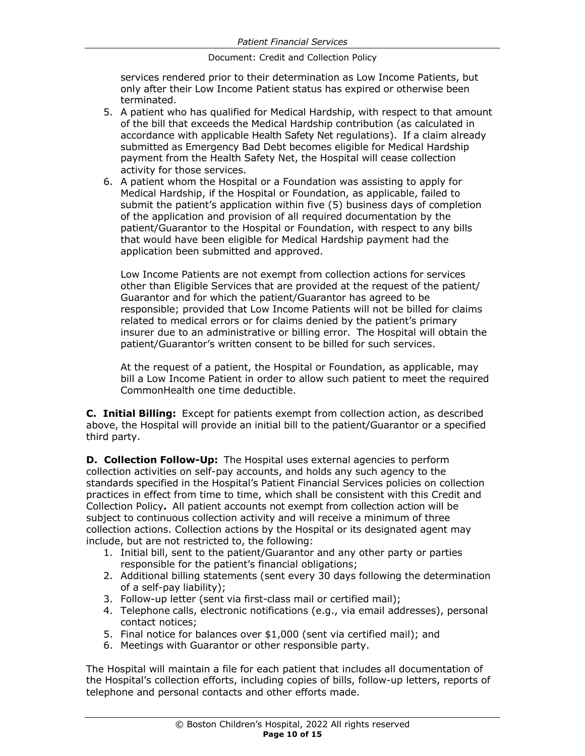services rendered prior to their determination as Low Income Patients, but only after their Low Income Patient status has expired or otherwise been terminated.

5. A patient who has qualified for Medical Hardship, with respect to that amount of the bill that exceeds the Medical Hardship contribution (as calculated in accordance with applicable Health Safety Net regulations). If a claim already submitted as Emergency Bad Debt becomes eligible for Medical Hardship payment from the Health Safety Net, the Hospital will cease collection activity for those services.
6. A patient whom the Hospital or a Foundation was assisting to apply for Medical Hardship, if the Hospital or Foundation, as applicable, failed to submit the patient's application within five (5) business days of completion of the application and provision of all required documentation by the patient/Guarantor to the Hospital or Foundation, with respect to any bills that would have been eligible for Medical Hardship payment had the application been submitted and approved.

   Low Income Patients are not exempt from collection actions for services other than Eligible Services that are provided at the request of the patient/ Guarantor and for which the patient/Guarantor has agreed to be responsible; provided that Low Income Patients will not be billed for claims related to medical errors or for claims denied by the patient's primary insurer due to an administrative or billing error. The Hospital will obtain the patient/Guarantor's written consent to be billed for such services.

   At the request of a patient, the Hospital or Foundation, as applicable, may bill a Low Income Patient in order to allow such patient to meet the required CommonHealth one time deductible.

**C. Initial Billing:** Except for patients exempt from collection action, as described above, the Hospital will provide an initial bill to the patient/Guarantor or a specified third party.

**D. Collection Follow-Up:** The Hospital uses external agencies to perform collection activities on self-pay accounts, and holds any such agency to the standards specified in the Hospital's Patient Financial Services policies on collection practices in effect from time to time, which shall be consistent with this Credit and Collection Policy**.** All patient accounts not exempt from collection action will be subject to continuous collection activity and will receive a minimum of three collection actions. Collection actions by the Hospital or its designated agent may include, but are not restricted to, the following:

1. Initial bill, sent to the patient/Guarantor and any other party or parties responsible for the patient's financial obligations;
2. Additional billing statements (sent every 30 days following the determination of a self-pay liability);
3. Follow-up letter (sent via first-class mail or certified mail);
4. Telephone calls, electronic notifications (e.g., via email addresses), personal contact notices;
5. Final notice for balances over $1,000 (sent via certified mail); and
6. Meetings with Guarantor or other responsible party.

The Hospital will maintain a file for each patient that includes all documentation of the Hospital's collection efforts, including copies of bills, follow-up letters, reports of telephone and personal contacts and other efforts made.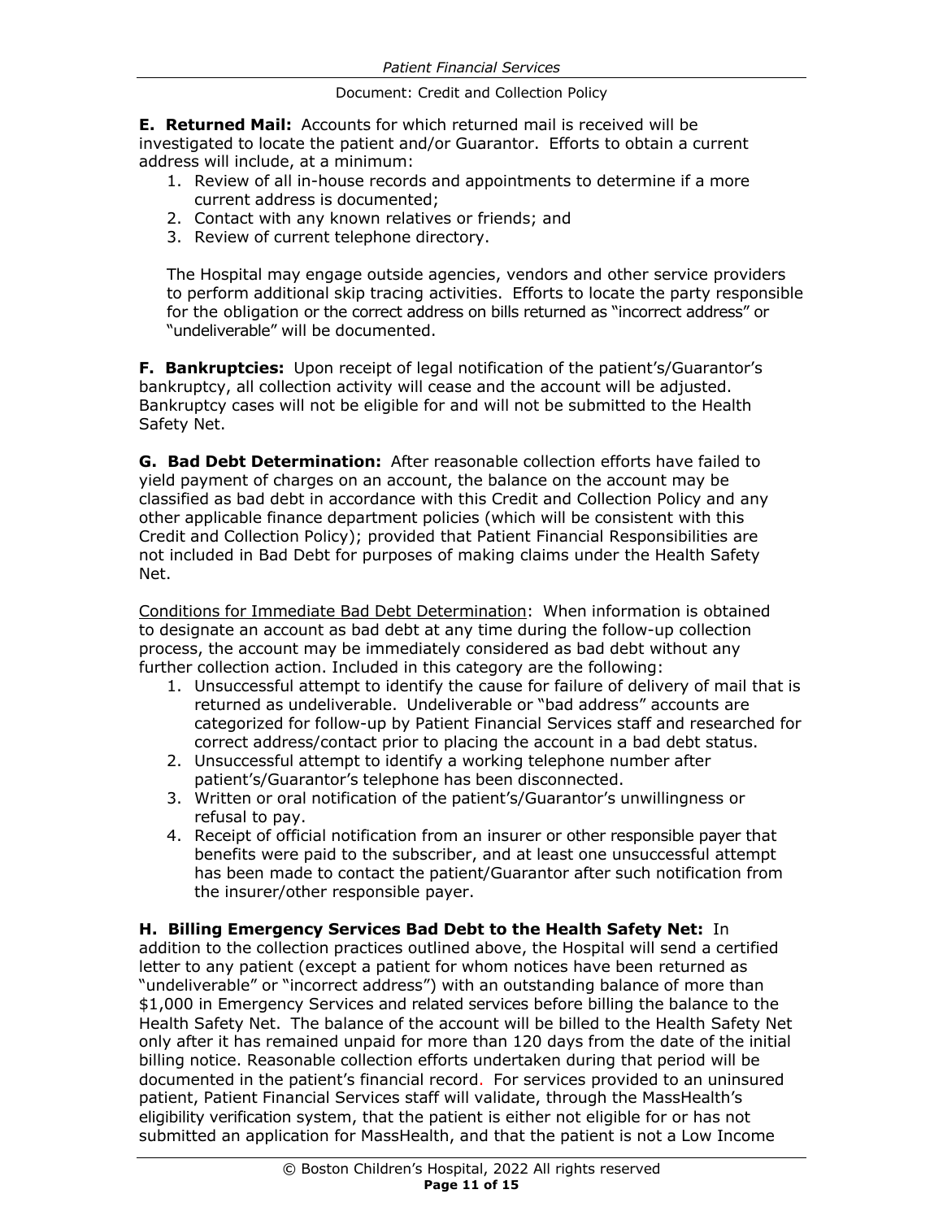**E. Returned Mail:** Accounts for which returned mail is received will be investigated to locate the patient and/or Guarantor. Efforts to obtain a current address will include, at a minimum:

1. Review of all in-house records and appointments to determine if a more current address is documented;
2. Contact with any known relatives or friends; and
3. Review of current telephone directory.

The Hospital may engage outside agencies, vendors and other service providers to perform additional skip tracing activities. Efforts to locate the party responsible for the obligation or the correct address on bills returned as "incorrect address" or "undeliverable" will be documented.

**F. Bankruptcies:** Upon receipt of legal notification of the patient's/Guarantor's bankruptcy, all collection activity will cease and the account will be adjusted. Bankruptcy cases will not be eligible for and will not be submitted to the Health Safety Net.

**G. Bad Debt Determination:** After reasonable collection efforts have failed to yield payment of charges on an account, the balance on the account may be classified as bad debt in accordance with this Credit and Collection Policy and any other applicable finance department policies (which will be consistent with this Credit and Collection Policy); provided that Patient Financial Responsibilities are not included in Bad Debt for purposes of making claims under the Health Safety Net.

Conditions for Immediate Bad Debt Determination: When information is obtained to designate an account as bad debt at any time during the follow-up collection process, the account may be immediately considered as bad debt without any further collection action. Included in this category are the following:

1. Unsuccessful attempt to identify the cause for failure of delivery of mail that is returned as undeliverable. Undeliverable or "bad address" accounts are categorized for follow-up by Patient Financial Services staff and researched for correct address/contact prior to placing the account in a bad debt status.
2. Unsuccessful attempt to identify a working telephone number after patient's/Guarantor's telephone has been disconnected.
3. Written or oral notification of the patient's/Guarantor's unwillingness or refusal to pay.
4. Receipt of official notification from an insurer or other responsible payer that benefits were paid to the subscriber, and at least one unsuccessful attempt has been made to contact the patient/Guarantor after such notification from the insurer/other responsible payer.

**H. Billing Emergency Services Bad Debt to the Health Safety Net:** In addition to the collection practices outlined above, the Hospital will send a certified letter to any patient (except a patient for whom notices have been returned as "undeliverable" or "incorrect address") with an outstanding balance of more than $1,000 in Emergency Services and related services before billing the balance to the Health Safety Net. The balance of the account will be billed to the Health Safety Net only after it has remained unpaid for more than 120 days from the date of the initial billing notice. Reasonable collection efforts undertaken during that period will be documented in the patient's financial record. For services provided to an uninsured patient, Patient Financial Services staff will validate, through the MassHealth's eligibility verification system, that the patient is either not eligible for or has not submitted an application for MassHealth, and that the patient is not a Low Income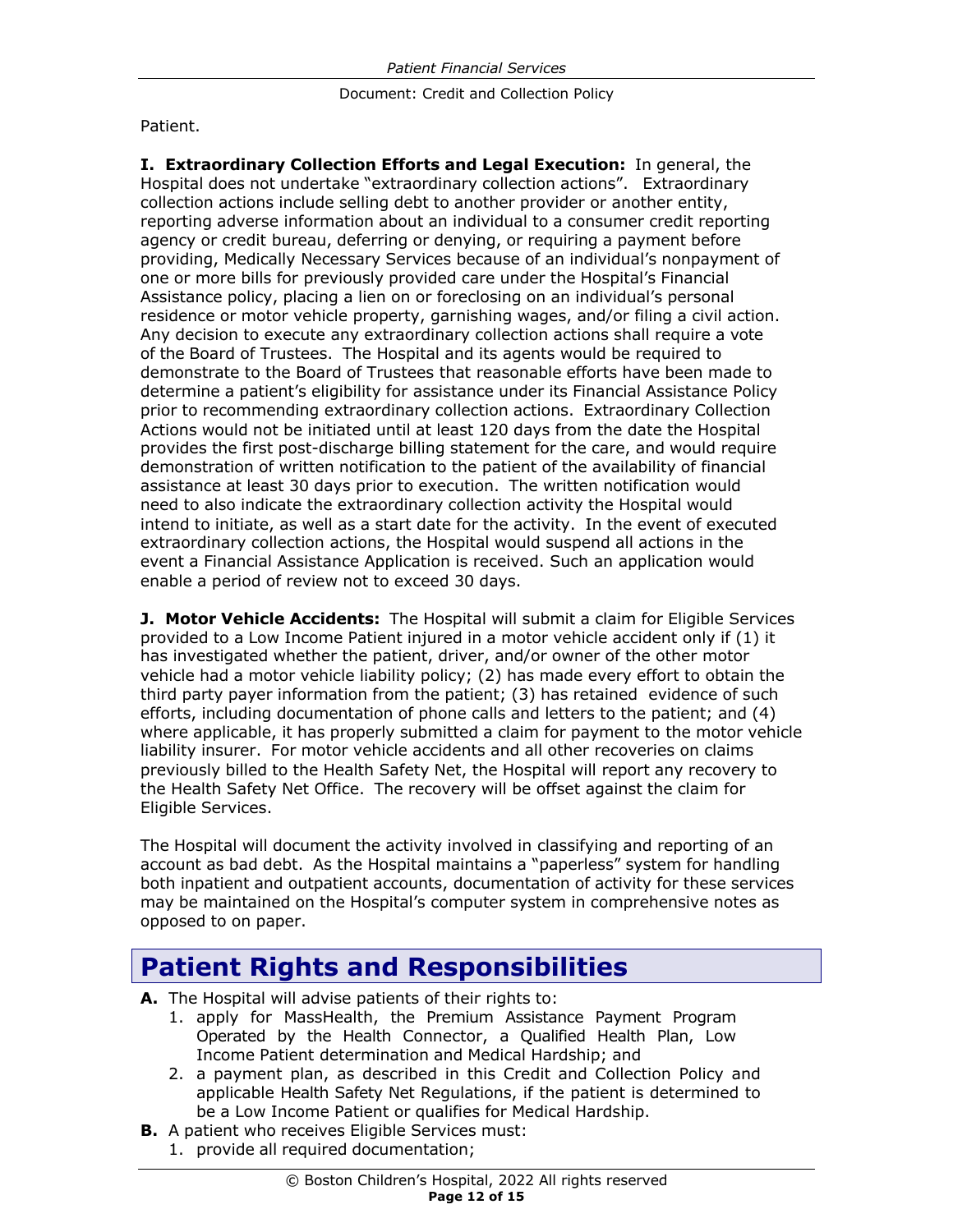Patient.

**I. Extraordinary Collection Efforts and Legal Execution:** In general, the Hospital does not undertake "extraordinary collection actions". Extraordinary collection actions include selling debt to another provider or another entity, reporting adverse information about an individual to a consumer credit reporting agency or credit bureau, deferring or denying, or requiring a payment before providing, Medically Necessary Services because of an individual's nonpayment of one or more bills for previously provided care under the Hospital's Financial Assistance policy, placing a lien on or foreclosing on an individual's personal residence or motor vehicle property, garnishing wages, and/or filing a civil action. Any decision to execute any extraordinary collection actions shall require a vote of the Board of Trustees. The Hospital and its agents would be required to demonstrate to the Board of Trustees that reasonable efforts have been made to determine a patient's eligibility for assistance under its Financial Assistance Policy prior to recommending extraordinary collection actions. Extraordinary Collection Actions would not be initiated until at least 120 days from the date the Hospital provides the first post-discharge billing statement for the care, and would require demonstration of written notification to the patient of the availability of financial assistance at least 30 days prior to execution. The written notification would need to also indicate the extraordinary collection activity the Hospital would intend to initiate, as well as a start date for the activity. In the event of executed extraordinary collection actions, the Hospital would suspend all actions in the event a Financial Assistance Application is received. Such an application would enable a period of review not to exceed 30 days.

**J. Motor Vehicle Accidents:** The Hospital will submit a claim for Eligible Services provided to a Low Income Patient injured in a motor vehicle accident only if (1) it has investigated whether the patient, driver, and/or owner of the other motor vehicle had a motor vehicle liability policy; (2) has made every effort to obtain the third party payer information from the patient; (3) has retained evidence of such efforts, including documentation of phone calls and letters to the patient; and (4) where applicable, it has properly submitted a claim for payment to the motor vehicle liability insurer. For motor vehicle accidents and all other recoveries on claims previously billed to the Health Safety Net, the Hospital will report any recovery to the Health Safety Net Office. The recovery will be offset against the claim for Eligible Services.

The Hospital will document the activity involved in classifying and reporting of an account as bad debt. As the Hospital maintains a "paperless" system for handling both inpatient and outpatient accounts, documentation of activity for these services may be maintained on the Hospital's computer system in comprehensive notes as opposed to on paper.

# Patient Rights and Responsibilities

**A.** The Hospital will advise patients of their rights to:

1. apply for MassHealth, the Premium Assistance Payment Program Operated by the Health Connector, a Qualified Health Plan, Low Income Patient determination and Medical Hardship; and
2. a payment plan, as described in this Credit and Collection Policy and applicable Health Safety Net Regulations, if the patient is determined to be a Low Income Patient or qualifies for Medical Hardship.

**B.** A patient who receives Eligible Services must:

1. provide all required documentation;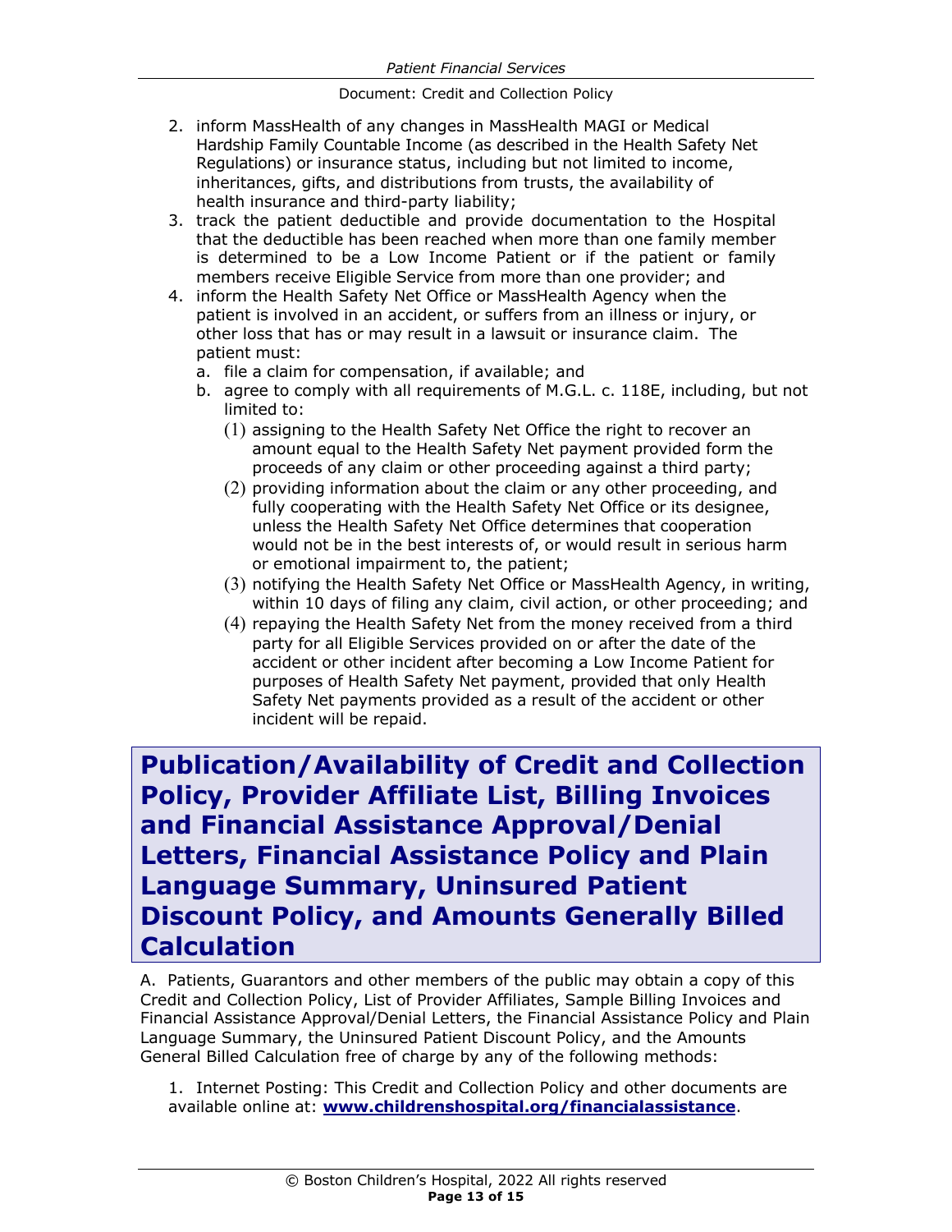2. inform MassHealth of any changes in MassHealth MAGI or Medical Hardship Family Countable Income (as described in the Health Safety Net Regulations) or insurance status, including but not limited to income, inheritances, gifts, and distributions from trusts, the availability of health insurance and third-party liability;
3. track the patient deductible and provide documentation to the Hospital that the deductible has been reached when more than one family member is determined to be a Low Income Patient or if the patient or family members receive Eligible Service from more than one provider; and
4. inform the Health Safety Net Office or MassHealth Agency when the patient is involved in an accident, or suffers from an illness or injury, or other loss that has or may result in a lawsuit or insurance claim. The patient must:
   a. file a claim for compensation, if available; and
   b. agree to comply with all requirements of M.G.L. c. 118E, including, but not limited to:
      (1) assigning to the Health Safety Net Office the right to recover an amount equal to the Health Safety Net payment provided form the proceeds of any claim or other proceeding against a third party;
      (2) providing information about the claim or any other proceeding, and fully cooperating with the Health Safety Net Office or its designee, unless the Health Safety Net Office determines that cooperation would not be in the best interests of, or would result in serious harm or emotional impairment to, the patient;
      (3) notifying the Health Safety Net Office or MassHealth Agency, in writing, within 10 days of filing any claim, civil action, or other proceeding; and
      (4) repaying the Health Safety Net from the money received from a third party for all Eligible Services provided on or after the date of the accident or other incident after becoming a Low Income Patient for purposes of Health Safety Net payment, provided that only Health Safety Net payments provided as a result of the accident or other incident will be repaid.

# Publication/Availability of Credit and Collection Policy, Provider Affiliate List, Billing Invoices and Financial Assistance Approval/Denial Letters, Financial Assistance Policy and Plain Language Summary, Uninsured Patient Discount Policy, and Amounts Generally Billed Calculation

A. Patients, Guarantors and other members of the public may obtain a copy of this Credit and Collection Policy, List of Provider Affiliates, Sample Billing Invoices and Financial Assistance Approval/Denial Letters, the Financial Assistance Policy and Plain Language Summary, the Uninsured Patient Discount Policy, and the Amounts General Billed Calculation free of charge by any of the following methods:

1. Internet Posting: This Credit and Collection Policy and other documents are available online at: **www.childrenshospital.org/financialassistance**.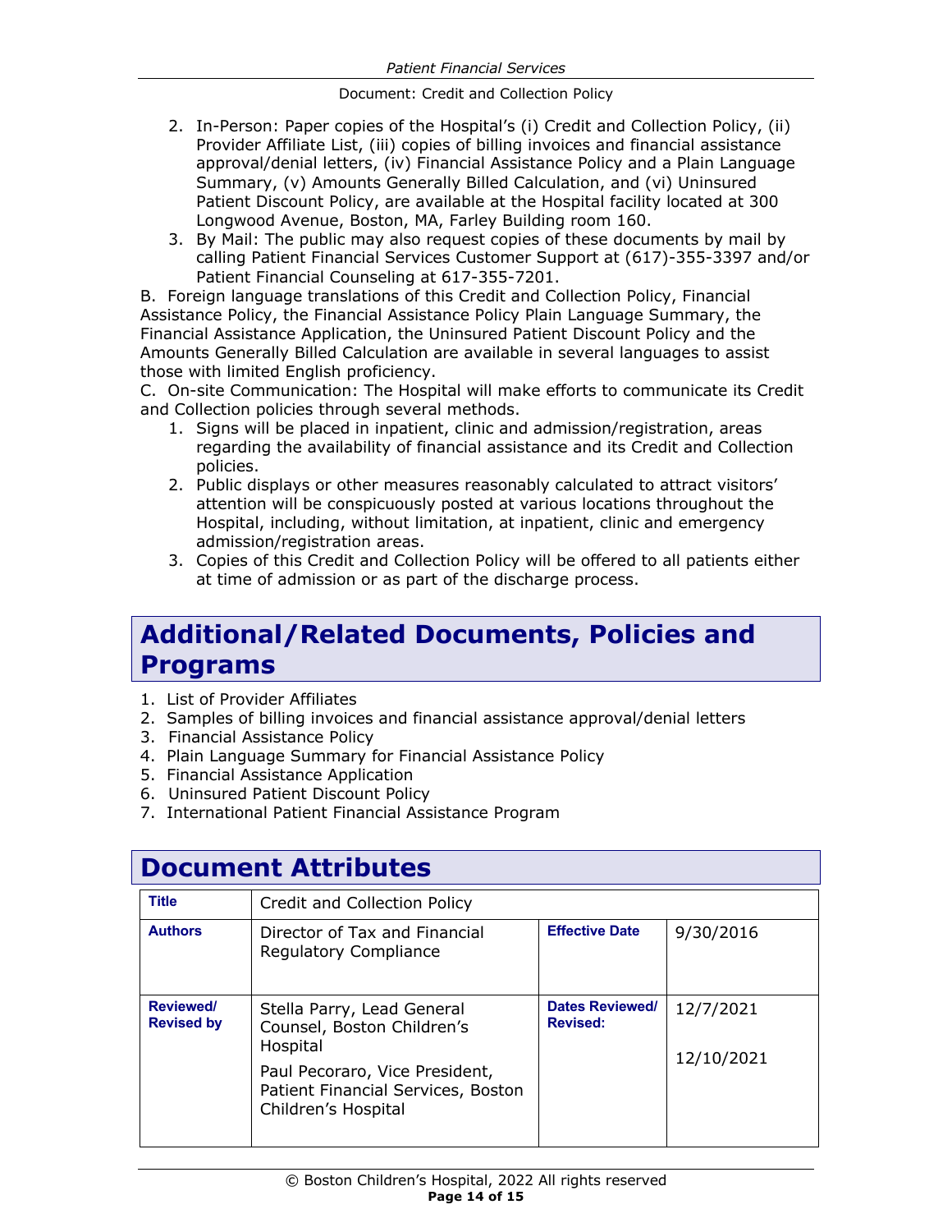2. In-Person: Paper copies of the Hospital's (i) Credit and Collection Policy, (ii) Provider Affiliate List, (iii) copies of billing invoices and financial assistance approval/denial letters, (iv) Financial Assistance Policy and a Plain Language Summary, (v) Amounts Generally Billed Calculation, and (vi) Uninsured Patient Discount Policy, are available at the Hospital facility located at 300 Longwood Avenue, Boston, MA, Farley Building room 160.
3. By Mail: The public may also request copies of these documents by mail by calling Patient Financial Services Customer Support at (617)-355-3397 and/or Patient Financial Counseling at 617-355-7201.

B. Foreign language translations of this Credit and Collection Policy, Financial Assistance Policy, the Financial Assistance Policy Plain Language Summary, the Financial Assistance Application, the Uninsured Patient Discount Policy and the Amounts Generally Billed Calculation are available in several languages to assist those with limited English proficiency.

C. On-site Communication: The Hospital will make efforts to communicate its Credit and Collection policies through several methods.

1. Signs will be placed in inpatient, clinic and admission/registration, areas regarding the availability of financial assistance and its Credit and Collection policies.
2. Public displays or other measures reasonably calculated to attract visitors' attention will be conspicuously posted at various locations throughout the Hospital, including, without limitation, at inpatient, clinic and emergency admission/registration areas.
3. Copies of this Credit and Collection Policy will be offered to all patients either at time of admission or as part of the discharge process.

# Additional/Related Documents, Policies and Programs

1. List of Provider Affiliates
2. Samples of billing invoices and financial assistance approval/denial letters
3. Financial Assistance Policy
4. Plain Language Summary for Financial Assistance Policy
5. Financial Assistance Application
6. Uninsured Patient Discount Policy
7. International Patient Financial Assistance Program

# Document Attributes

| **Title** | Credit and Collection Policy | | |
|---|---|---|---|
| **Authors** | Director of Tax and Financial Regulatory Compliance | **Effective Date** | 9/30/2016 |
| **Reviewed/ Revised by** | Stella Parry, Lead General Counsel, Boston Children's Hospital<br><br>Paul Pecoraro, Vice President, Patient Financial Services, Boston Children's Hospital | **Dates Reviewed/ Revised:** | 12/7/2021<br><br>12/10/2021 |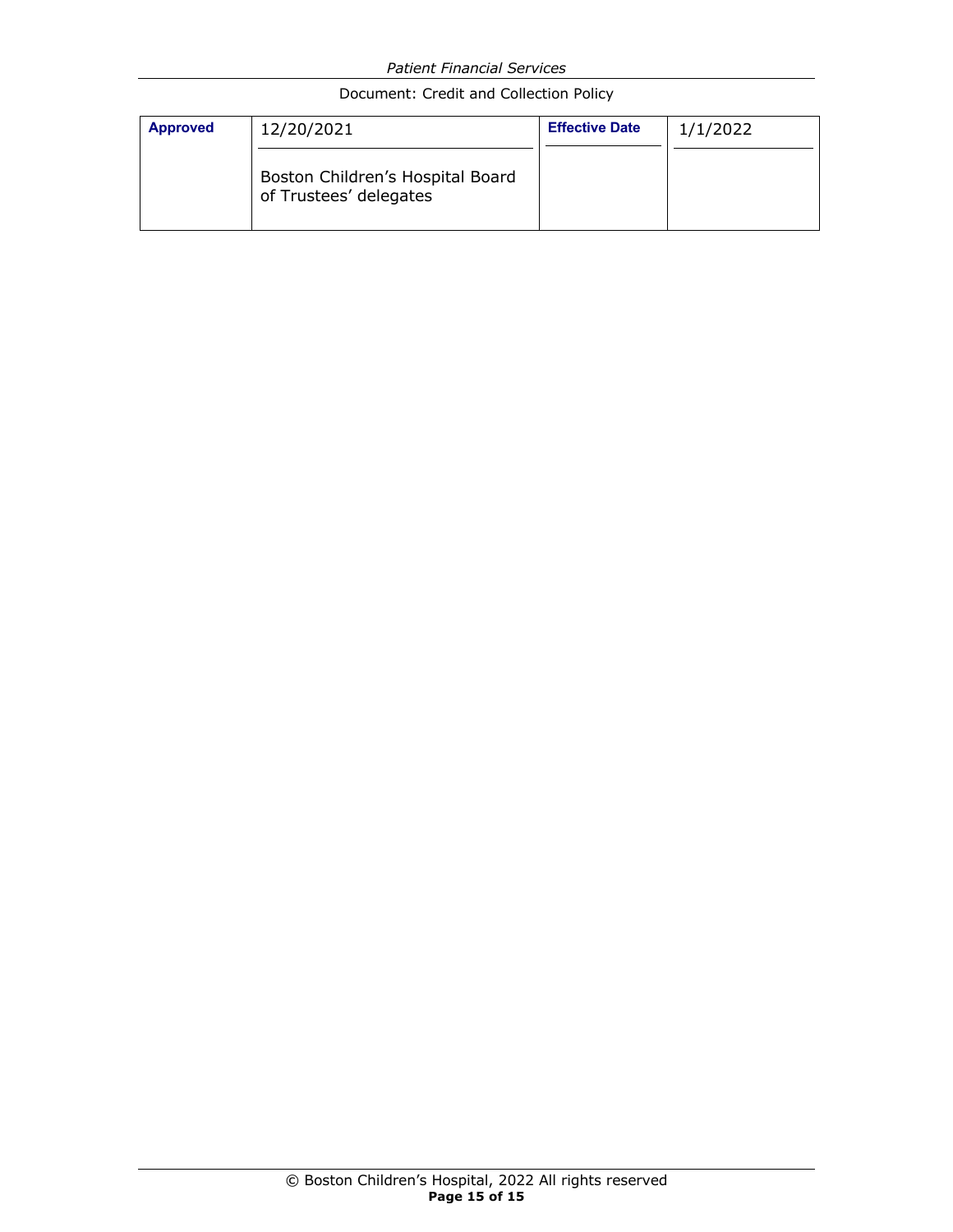| | | | |
|---|---|---|---|
| **Approved** | 12/20/2021<br><br>Boston Children's Hospital Board of Trustees' delegates | **Effective Date** | 1/1/2022 |